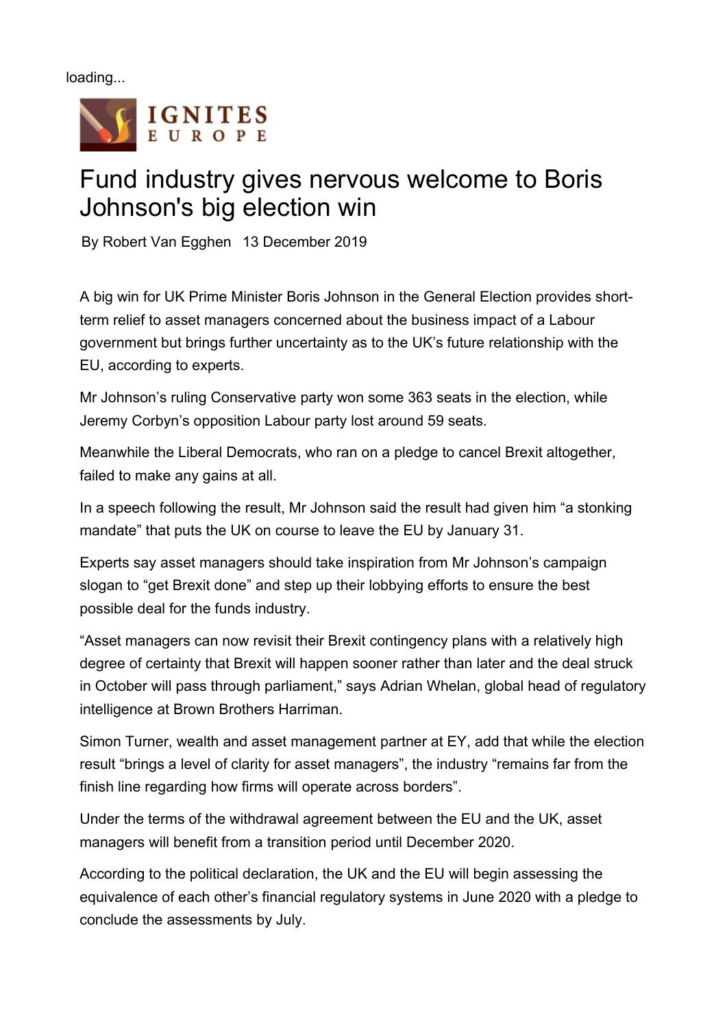loading...

IGNITES EUROPE

# Fund industry gives nervous welcome to Boris Johnson's big election win

By Robert Van Egghen 13 December 2019

A big win for UK Prime Minister Boris Johnson in the General Election provides short-term relief to asset managers concerned about the business impact of a Labour government but brings further uncertainty as to the UK's future relationship with the EU, according to experts.

Mr Johnson's ruling Conservative party won some 363 seats in the election, while Jeremy Corbyn's opposition Labour party lost around 59 seats.

Meanwhile the Liberal Democrats, who ran on a pledge to cancel Brexit altogether, failed to make any gains at all.

In a speech following the result, Mr Johnson said the result had given him "a stonking mandate" that puts the UK on course to leave the EU by January 31.

Experts say asset managers should take inspiration from Mr Johnson's campaign slogan to "get Brexit done" and step up their lobbying efforts to ensure the best possible deal for the funds industry.

"Asset managers can now revisit their Brexit contingency plans with a relatively high degree of certainty that Brexit will happen sooner rather than later and the deal struck in October will pass through parliament," says Adrian Whelan, global head of regulatory intelligence at Brown Brothers Harriman.

Simon Turner, wealth and asset management partner at EY, add that while the election result "brings a level of clarity for asset managers", the industry "remains far from the finish line regarding how firms will operate across borders".

Under the terms of the withdrawal agreement between the EU and the UK, asset managers will benefit from a transition period until December 2020.

According to the political declaration, the UK and the EU will begin assessing the equivalence of each other's financial regulatory systems in June 2020 with a pledge to conclude the assessments by July.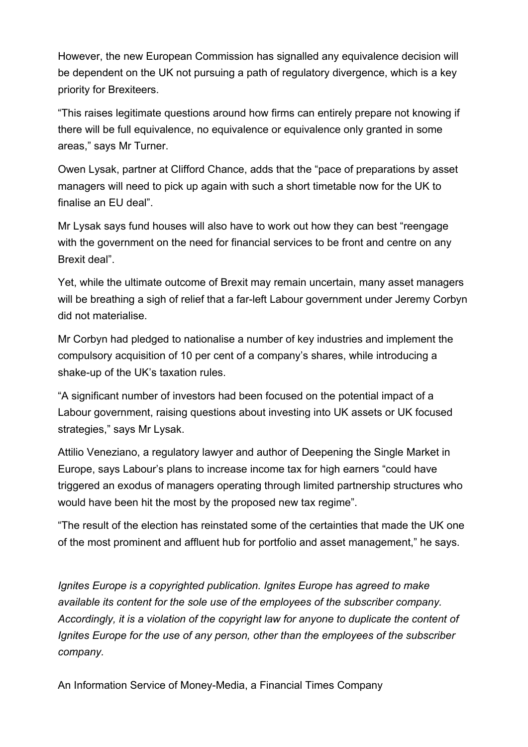However, the new European Commission has signalled any equivalence decision will be dependent on the UK not pursuing a path of regulatory divergence, which is a key priority for Brexiteers.

"This raises legitimate questions around how firms can entirely prepare not knowing if there will be full equivalence, no equivalence or equivalence only granted in some areas," says Mr Turner.

Owen Lysak, partner at Clifford Chance, adds that the "pace of preparations by asset managers will need to pick up again with such a short timetable now for the UK to finalise an EU deal".

Mr Lysak says fund houses will also have to work out how they can best "reengage with the government on the need for financial services to be front and centre on any Brexit deal".

Yet, while the ultimate outcome of Brexit may remain uncertain, many asset managers will be breathing a sigh of relief that a far-left Labour government under Jeremy Corbyn did not materialise.

Mr Corbyn had pledged to nationalise a number of key industries and implement the compulsory acquisition of 10 per cent of a company's shares, while introducing a shake-up of the UK's taxation rules.

"A significant number of investors had been focused on the potential impact of a Labour government, raising questions about investing into UK assets or UK focused strategies," says Mr Lysak.

Attilio Veneziano, a regulatory lawyer and author of Deepening the Single Market in Europe, says Labour's plans to increase income tax for high earners "could have triggered an exodus of managers operating through limited partnership structures who would have been hit the most by the proposed new tax regime".

"The result of the election has reinstated some of the certainties that made the UK one of the most prominent and affluent hub for portfolio and asset management," he says.

*Ignites Europe is a copyrighted publication. Ignites Europe has agreed to make available its content for the sole use of the employees of the subscriber company. Accordingly, it is a violation of the copyright law for anyone to duplicate the content of Ignites Europe for the use of any person, other than the employees of the subscriber company.*

An Information Service of Money-Media, a Financial Times Company